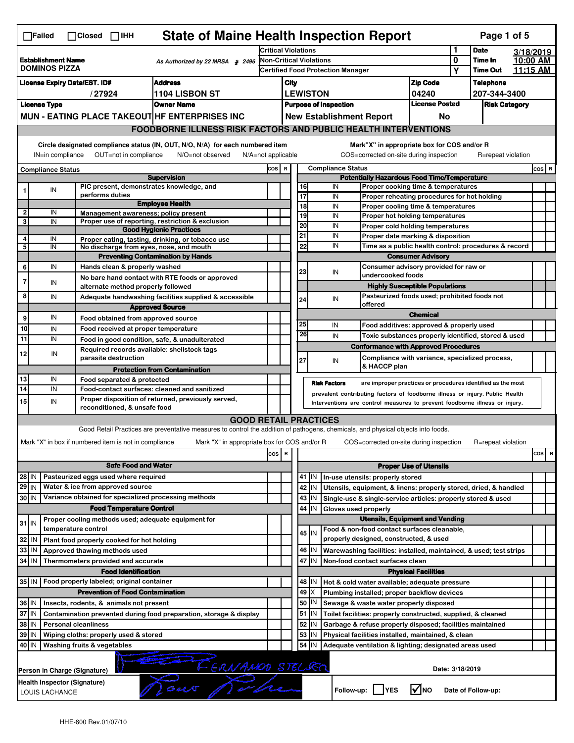☐Failed ☐Closed ☐IHH

# State of Maine Health Inspection Report

| | | | |
|---|---|---|---|
| **Establishment Name** DOMINOS PIZZA | As Authorized by 22 MRSA § 2496 | Critical Violations | 1 |
| | | Non-Critical Violations | 0 |
| | | Certified Food Protection Manager | Y |

**Date** 3/18/2019 **Time In** 10:00 AM **Time Out** 11:15 AM

| License Expiry Date/EST. ID# | Address | City | Zip Code | Telephone |
|---|---|---|---|---|
| / 27924 | 1104 LISBON ST | LEWISTON | 04240 | 207-344-3400 |

| License Type | Owner Name | Purpose of Inspection | License Posted | Risk Category |
|---|---|---|---|---|
| MUN - EATING PLACE TAKEOUT | HF ENTERPRISES INC | New Establishment Report | No | |

## FOODBORNE ILLNESS RISK FACTORS AND PUBLIC HEALTH INTERVENTIONS

Circle designated compliance status (IN, OUT, N/O, N/A) for each numbered item
IN=in compliance OUT=not in compliance N/O=not observed N/A=not applicable

Mark"X" in appropriate box for COS and/or R
COS=corrected on-site during inspection R=repeat violation

| # | Compliance Status | | COS | R |
|---|---|---|---|---|
| | | **Supervision** | | |
| 1 | IN | PIC present, demonstrates knowledge, and performs duties | | |
| | | **Employee Health** | | |
| 2 | IN | Management awareness; policy present | | |
| 3 | IN | Proper use of reporting, restriction & exclusion | | |
| | | **Good Hygienic Practices** | | |
| 4 | IN | Proper eating, tasting, drinking, or tobacco use | | |
| 5 | IN | No discharge from eyes, nose, and mouth | | |
| | | **Preventing Contamination by Hands** | | |
| 6 | IN | Hands clean & properly washed | | |
| 7 | IN | No bare hand contact with RTE foods or approved alternate method properly followed | | |
| 8 | IN | Adequate handwashing facilities supplied & accessible | | |
| | | **Approved Source** | | |
| 9 | IN | Food obtained from approved source | | |
| 10 | IN | Food received at proper temperature | | |
| 11 | IN | Food in good condition, safe, & unadulterated | | |
| 12 | IN | Required records available: shellstock tags parasite destruction | | |
| | | **Protection from Contamination** | | |
| 13 | IN | Food separated & protected | | |
| 14 | IN | Food-contact surfaces: cleaned and sanitized | | |
| 15 | IN | Proper disposition of returned, previously served, reconditioned, & unsafe food | | |

| # | Compliance Status | | COS | R |
|---|---|---|---|---|
| | | **Potentially Hazardous Food Time/Temperature** | | |
| 16 | IN | Proper cooking time & temperatures | | |
| 17 | IN | Proper reheating procedures for hot holding | | |
| 18 | IN | Proper cooling time & temperatures | | |
| 19 | IN | Proper hot holding temperatures | | |
| 20 | IN | Proper cold holding temperatures | | |
| 21 | IN | Proper date marking & disposition | | |
| 22 | IN | Time as a public health control: procedures & record | | |
| | | **Consumer Advisory** | | |
| 23 | IN | Consumer advisory provided for raw or undercooked foods | | |
| | | **Highly Susceptible Populations** | | |
| 24 | IN | Pasteurized foods used; prohibited foods not offered | | |
| | | **Chemical** | | |
| 25 | IN | Food additives: approved & properly used | | |
| 26 | IN | Toxic substances properly identified, stored & used | | |
| | | **Conformance with Approved Procedures** | | |
| 27 | IN | Compliance with variance, specialized process, & HACCP plan | | |

**Risk Factors** are improper practices or procedures identified as the most prevalent contributing factors of foodborne illness or injury. Public Health Interventions are control measures to prevent foodborne illness or injury.

## GOOD RETAIL PRACTICES

Good Retail Practices are preventative measures to control the addition of pathogens, chemicals, and physical objects into foods.

Mark "X" in box if numbered item is not in compliance Mark "X" in appropriate box for COS and/or R COS=corrected on-site during inspection R=repeat violation

| # | | | COS | R |
|---|---|---|---|---|
| | | **Safe Food and Water** | | |
| 28 | IN | Pasteurized eggs used where required | | |
| 29 | IN | Water & ice from approved source | | |
| 30 | IN | Variance obtained for specialized processing methods | | |
| | | **Food Temperature Control** | | |
| 31 | IN | Proper cooling methods used; adequate equipment for temperature control | | |
| 32 | IN | Plant food properly cooked for hot holding | | |
| 33 | IN | Approved thawing methods used | | |
| 34 | IN | Thermometers provided and accurate | | |
| | | **Food Identification** | | |
| 35 | IN | Food properly labeled; original container | | |
| | | **Prevention of Food Contamination** | | |
| 36 | IN | Insects, rodents, & animals not present | | |
| 37 | IN | Contamination prevented during food preparation, storage & display | | |
| 38 | IN | Personal cleanliness | | |
| 39 | IN | Wiping cloths: properly used & stored | | |
| 40 | IN | Washing fruits & vegetables | | |

| # | | | COS | R |
|---|---|---|---|---|
| | | **Proper Use of Utensils** | | |
| 41 | IN | In-use utensils: properly stored | | |
| 42 | IN | Utensils, equipment, & linens: properly stored, dried, & handled | | |
| 43 | IN | Single-use & single-service articles: properly stored & used | | |
| 44 | IN | Gloves used properly | | |
| | | **Utensils, Equipment and Vending** | | |
| 45 | IN | Food & non-food contact surfaces cleanable, properly designed, constructed, & used | | |
| 46 | IN | Warewashing facilities: installed, maintained, & used; test strips | | |
| 47 | IN | Non-food contact surfaces clean | | |
| | | **Physical Facilities** | | |
| 48 | IN | Hot & cold water available; adequate pressure | | |
| 49 | X | Plumbing installed; proper backflow devices | | |
| 50 | IN | Sewage & waste water properly disposed | | |
| 51 | IN | Toilet facilities: properly constructed, supplied, & cleaned | | |
| 52 | IN | Garbage & refuse properly disposed; facilities maintained | | |
| 53 | IN | Physical facilities installed, maintained, & clean | | |
| 54 | IN | Adequate ventilation & lighting; designated areas used | | |

Person in Charge (Signature): FERNANDO STELSEN

Date: 3/18/2019

Health Inspector (Signature): LOUIS LACHANCE

Follow-up: ☐YES ☑NO Date of Follow-up:

HHE-600 Rev.01/07/10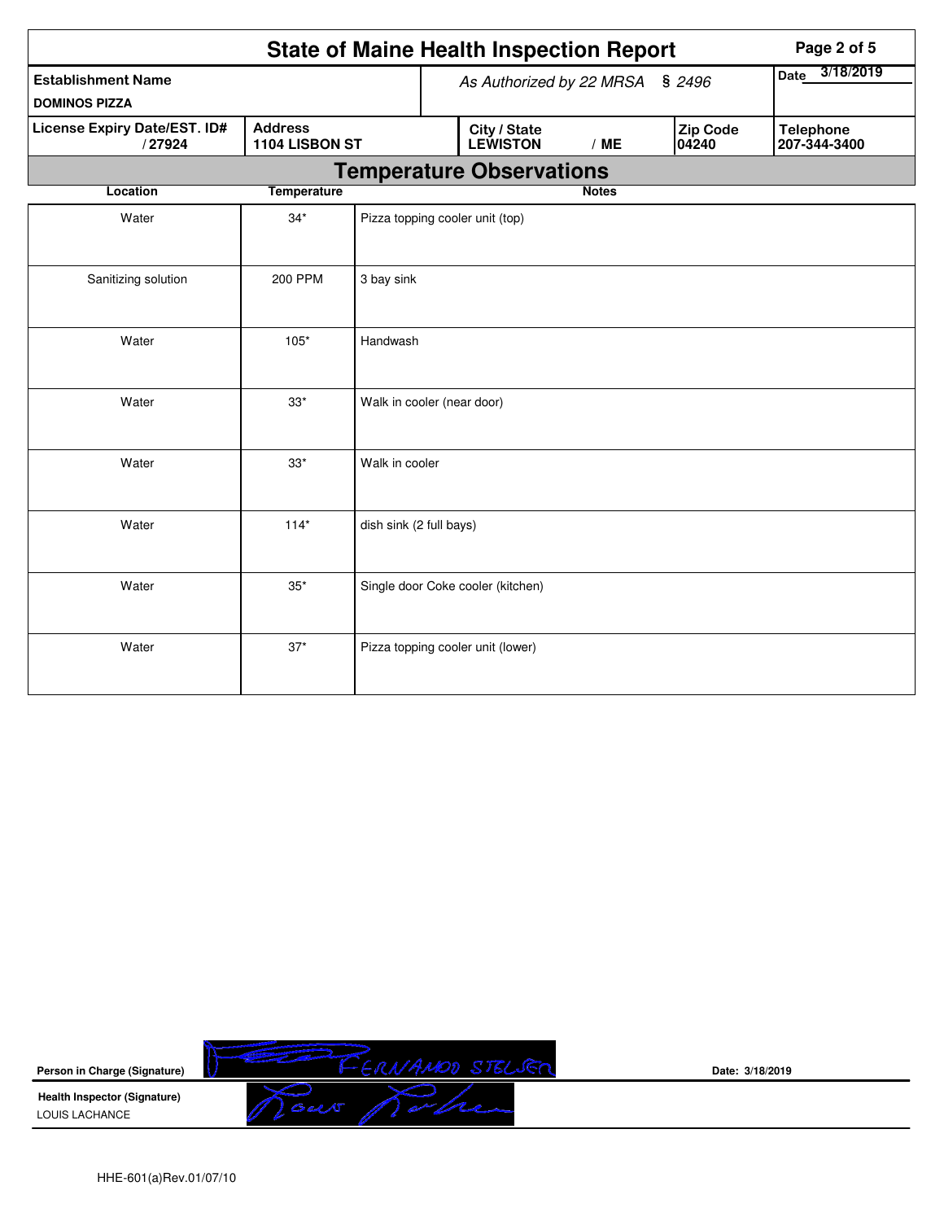# State of Maine Health Inspection Report

| Establishment Name | As Authorized by 22 MRSA § 2496 | | | Date 3/18/2019 |
|---|---|---|---|---|
| DOMINOS PIZZA | | | | |
| License Expiry Date/EST. ID# | Address | City / State | Zip Code | Telephone |
| / 27924 | 1104 LISBON ST | LEWISTON / ME | 04240 | 207-344-3400 |

## Temperature Observations

| Location | Temperature | Notes |
|---|---|---|
| Water | 34* | Pizza topping cooler unit (top) |
| Sanitizing solution | 200 PPM | 3 bay sink |
| Water | 105* | Handwash |
| Water | 33* | Walk in cooler (near door) |
| Water | 33* | Walk in cooler |
| Water | 114* | dish sink (2 full bays) |
| Water | 35* | Single door Coke cooler (kitchen) |
| Water | 37* | Pizza topping cooler unit (lower) |

**Person in Charge (Signature)** FERNANDO STELSEN **Date:** 3/18/2019

**Health Inspector (Signature)**
LOUIS LACHANCE

HHE-601(a)Rev.01/07/10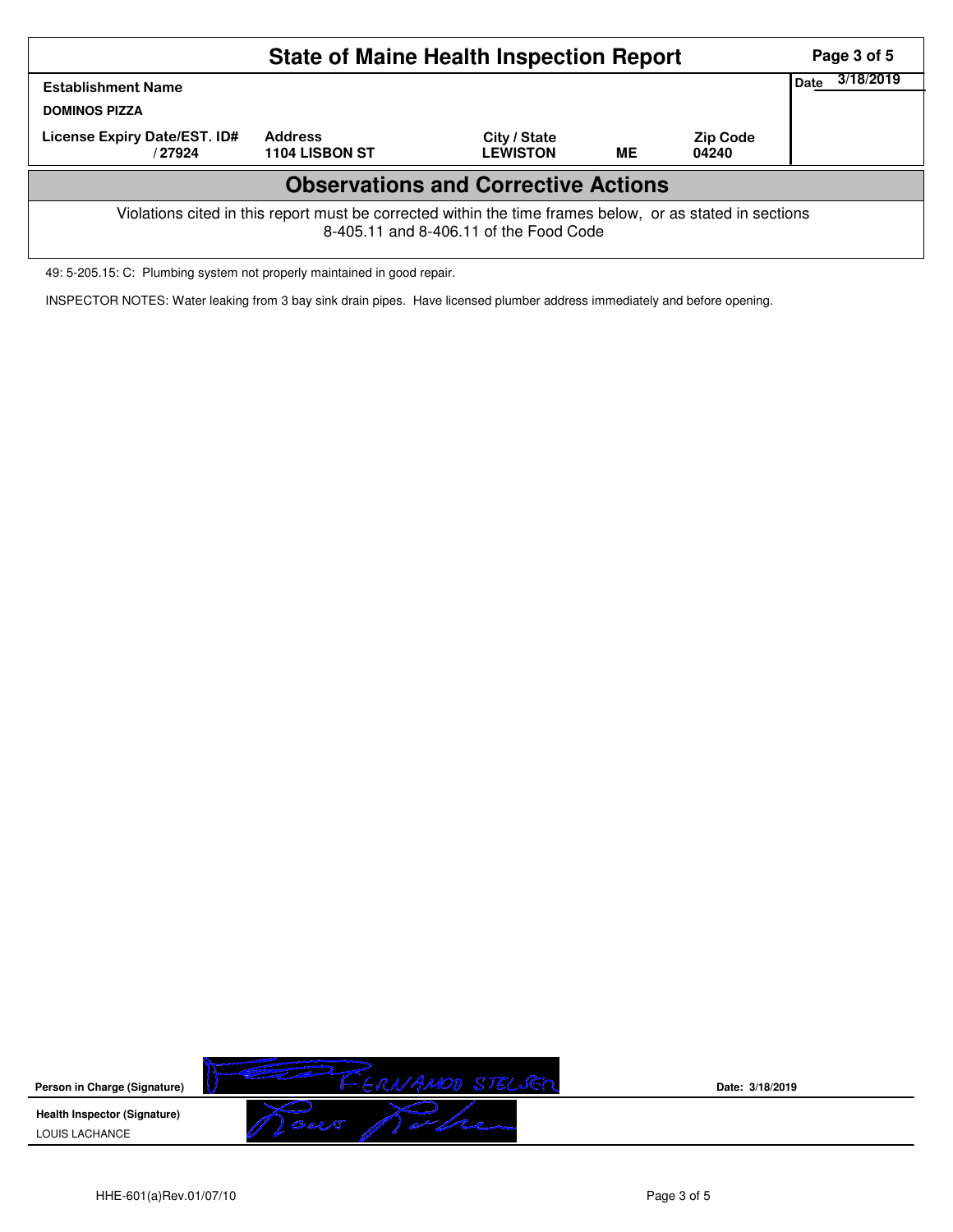# State of Maine Health Inspection Report

| Establishment Name | | | | | Date 3/18/2019 |
| --- | --- | --- | --- | --- | --- |
| DOMINOS PIZZA | | | | | |
| License Expiry Date/EST. ID# | Address | City / State | | Zip Code | |
| / 27924 | 1104 LISBON ST | LEWISTON | ME | 04240 | |

## Observations and Corrective Actions

Violations cited in this report must be corrected within the time frames below, or as stated in sections 8-405.11 and 8-406.11 of the Food Code

49: 5-205.15: C: Plumbing system not properly maintained in good repair.

INSPECTOR NOTES: Water leaking from 3 bay sink drain pipes. Have licensed plumber address immediately and before opening.

**Person in Charge (Signature)** FERNANDO STELSEN **Date: 3/18/2019**

**Health Inspector (Signature)**
LOUIS LACHANCE

HHE-601(a)Rev.01/07/10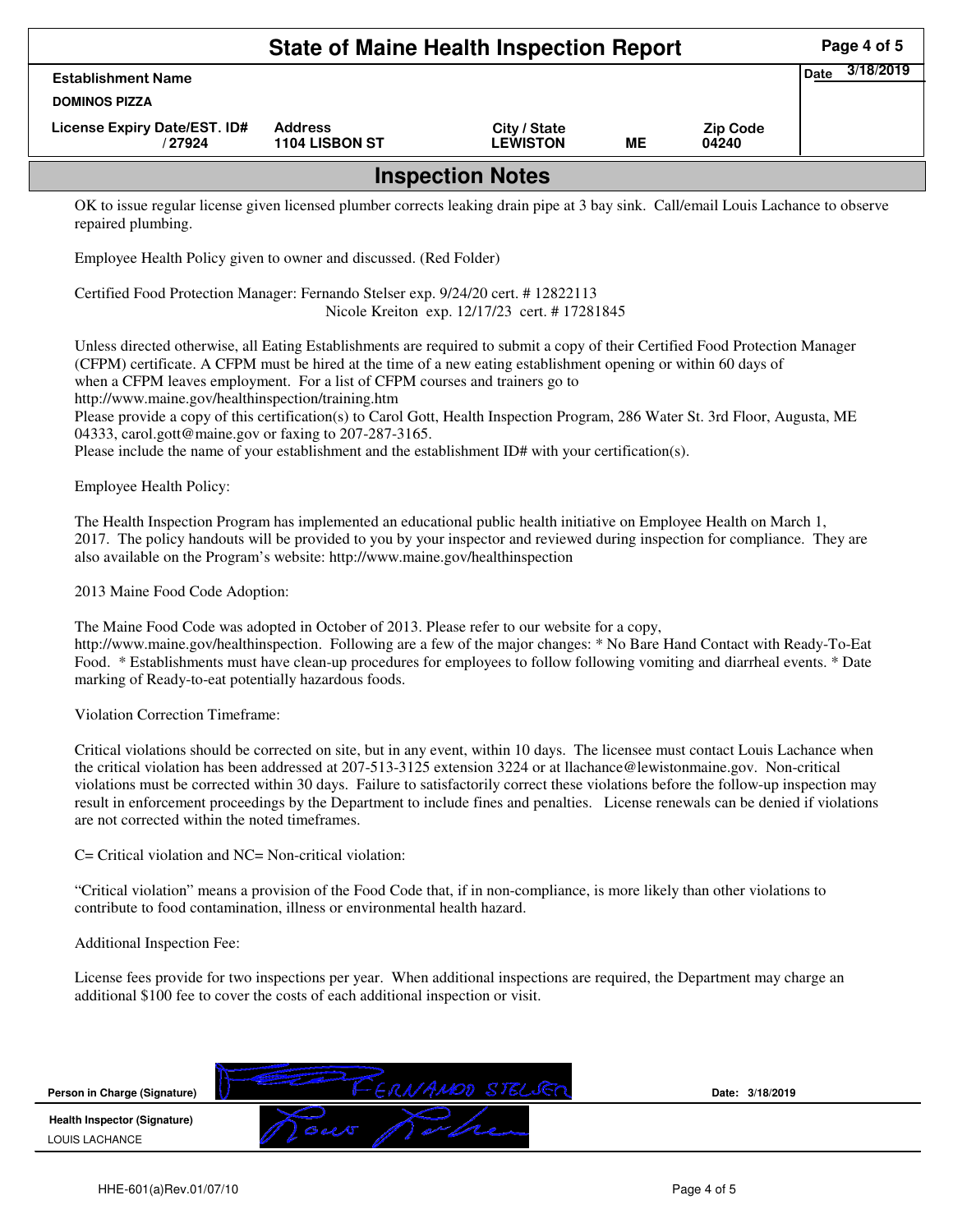# State of Maine Health Inspection Report

| | | | | | |
|---|---|---|---|---|---|
| **Establishment Name** | | | | | **Date** 3/18/2019 |
| **DOMINOS PIZZA** | | | | | |
| **License Expiry Date/EST. ID#** / 27924 | **Address** 1104 LISBON ST | **City / State** LEWISTON | ME | **Zip Code** 04240 | |

## Inspection Notes

OK to issue regular license given licensed plumber corrects leaking drain pipe at 3 bay sink. Call/email Louis Lachance to observe repaired plumbing.

Employee Health Policy given to owner and discussed. (Red Folder)

Certified Food Protection Manager: Fernando Stelser exp. 9/24/20 cert. # 12822113
Nicole Kreiton exp. 12/17/23 cert. # 17281845

Unless directed otherwise, all Eating Establishments are required to submit a copy of their Certified Food Protection Manager (CFPM) certificate. A CFPM must be hired at the time of a new eating establishment opening or within 60 days of when a CFPM leaves employment. For a list of CFPM courses and trainers go to http://www.maine.gov/healthinspection/training.htm
Please provide a copy of this certification(s) to Carol Gott, Health Inspection Program, 286 Water St. 3rd Floor, Augusta, ME 04333, carol.gott@maine.gov or faxing to 207-287-3165.
Please include the name of your establishment and the establishment ID# with your certification(s).

Employee Health Policy:

The Health Inspection Program has implemented an educational public health initiative on Employee Health on March 1, 2017. The policy handouts will be provided to you by your inspector and reviewed during inspection for compliance. They are also available on the Program's website: http://www.maine.gov/healthinspection

2013 Maine Food Code Adoption:

The Maine Food Code was adopted in October of 2013. Please refer to our website for a copy, http://www.maine.gov/healthinspection. Following are a few of the major changes: * No Bare Hand Contact with Ready-To-Eat Food. * Establishments must have clean-up procedures for employees to follow following vomiting and diarrheal events. * Date marking of Ready-to-eat potentially hazardous foods.

Violation Correction Timeframe:

Critical violations should be corrected on site, but in any event, within 10 days. The licensee must contact Louis Lachance when the critical violation has been addressed at 207-513-3125 extension 3224 or at llachance@lewistonmaine.gov. Non-critical violations must be corrected within 30 days. Failure to satisfactorily correct these violations before the follow-up inspection may result in enforcement proceedings by the Department to include fines and penalties. License renewals can be denied if violations are not corrected within the noted timeframes.

C= Critical violation and NC= Non-critical violation:

"Critical violation" means a provision of the Food Code that, if in non-compliance, is more likely than other violations to contribute to food contamination, illness or environmental health hazard.

Additional Inspection Fee:

License fees provide for two inspections per year. When additional inspections are required, the Department may charge an additional $100 fee to cover the costs of each additional inspection or visit.

| | | |
|---|---|---|
| **Person in Charge (Signature)** | FERNANDO STELSER | **Date:** 3/18/2019 |
| **Health Inspector (Signature)** LOUIS LACHANCE | Louis Lachance | |

HHE-601(a)Rev.01/07/10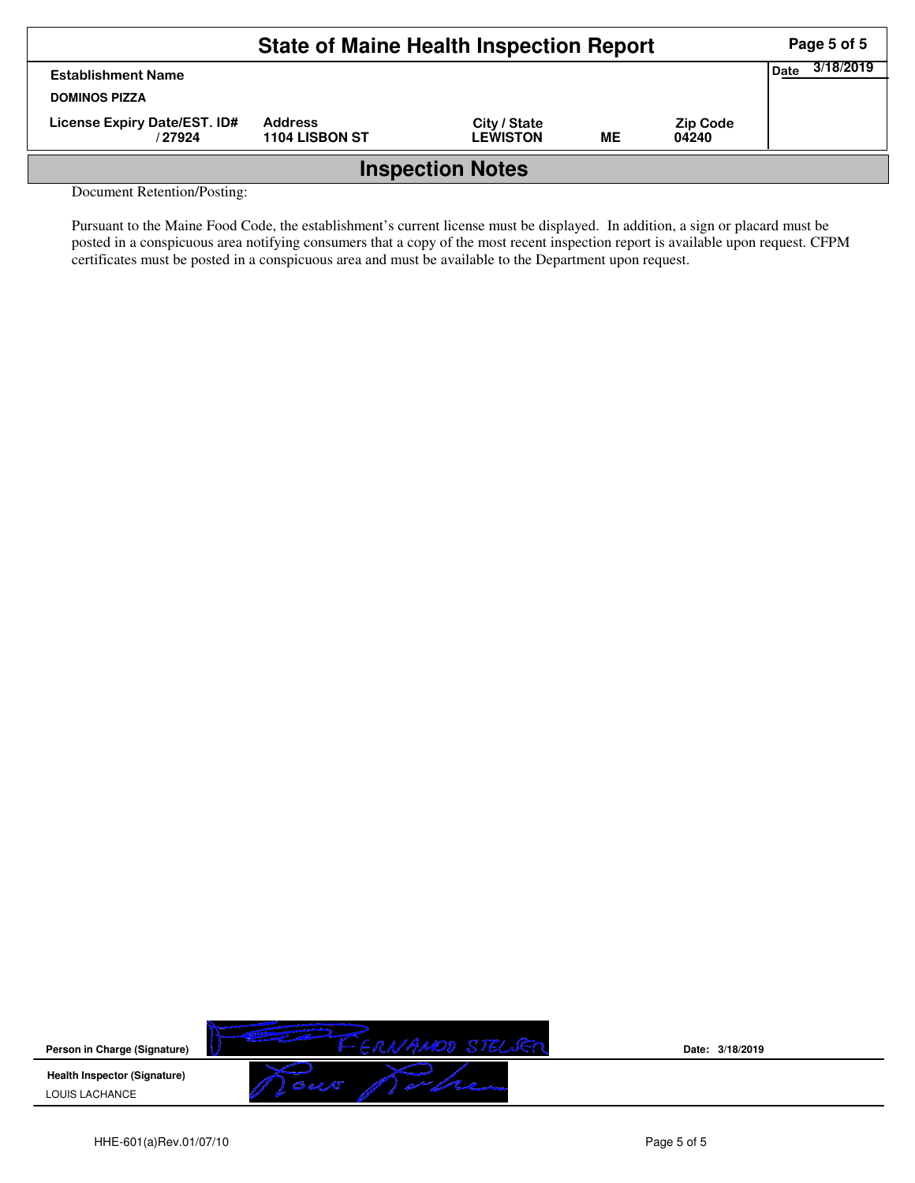# State of Maine Health Inspection Report

| Establishment Name | | | | | Date 3/18/2019 |
|---|---|---|---|---|---|
| DOMINOS PIZZA | | | | | |
| License Expiry Date/EST. ID# | Address | City / State | | Zip Code | |
| / 27924 | 1104 LISBON ST | LEWISTON | ME | 04240 | |

## Inspection Notes

Document Retention/Posting:

Pursuant to the Maine Food Code, the establishment's current license must be displayed. In addition, a sign or placard must be posted in a conspicuous area notifying consumers that a copy of the most recent inspection report is available upon request. CFPM certificates must be posted in a conspicuous area and must be available to the Department upon request.

**Person in Charge (Signature)** FERNANDO STELSEN **Date:** 3/18/2019

**Health Inspector (Signature)**
LOUIS LACHANCE

HHE-601(a)Rev.01/07/10